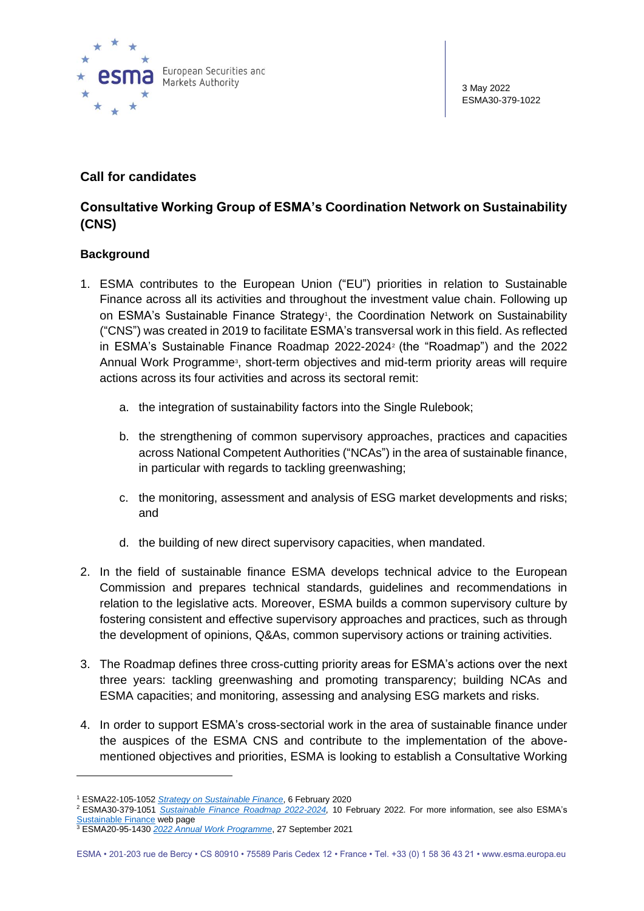European Securities and Markets Authority

3 May 2022
ESMA30-379-1022

## Call for candidates

## Consultative Working Group of ESMA's Coordination Network on Sustainability (CNS)

### Background

1. ESMA contributes to the European Union ("EU") priorities in relation to Sustainable Finance across all its activities and throughout the investment value chain. Following up on ESMA's Sustainable Finance Strategy[1], the Coordination Network on Sustainability ("CNS") was created in 2019 to facilitate ESMA's transversal work in this field. As reflected in ESMA's Sustainable Finance Roadmap 2022-2024[2] (the "Roadmap") and the 2022 Annual Work Programme[3], short-term objectives and mid-term priority areas will require actions across its four activities and across its sectoral remit:

    a. the integration of sustainability factors into the Single Rulebook;

    b. the strengthening of common supervisory approaches, practices and capacities across National Competent Authorities ("NCAs") in the area of sustainable finance, in particular with regards to tackling greenwashing;

    c. the monitoring, assessment and analysis of ESG market developments and risks; and

    d. the building of new direct supervisory capacities, when mandated.

2. In the field of sustainable finance ESMA develops technical advice to the European Commission and prepares technical standards, guidelines and recommendations in relation to the legislative acts. Moreover, ESMA builds a common supervisory culture by fostering consistent and effective supervisory approaches and practices, such as through the development of opinions, Q&As, common supervisory actions or training activities.

3. The Roadmap defines three cross-cutting priority areas for ESMA's actions over the next three years: tackling greenwashing and promoting transparency; building NCAs and ESMA capacities; and monitoring, assessing and analysing ESG markets and risks.

4. In order to support ESMA's cross-sectorial work in the area of sustainable finance under the auspices of the ESMA CNS and contribute to the implementation of the above-mentioned objectives and priorities, ESMA is looking to establish a Consultative Working

---

[1] ESMA22-105-1052 *Strategy on Sustainable Finance*, 6 February 2020

[2] ESMA30-379-1051 *Sustainable Finance Roadmap 2022-2024*, 10 February 2022. For more information, see also ESMA's Sustainable Finance web page

[3] ESMA20-95-1430 *2022 Annual Work Programme*, 27 September 2021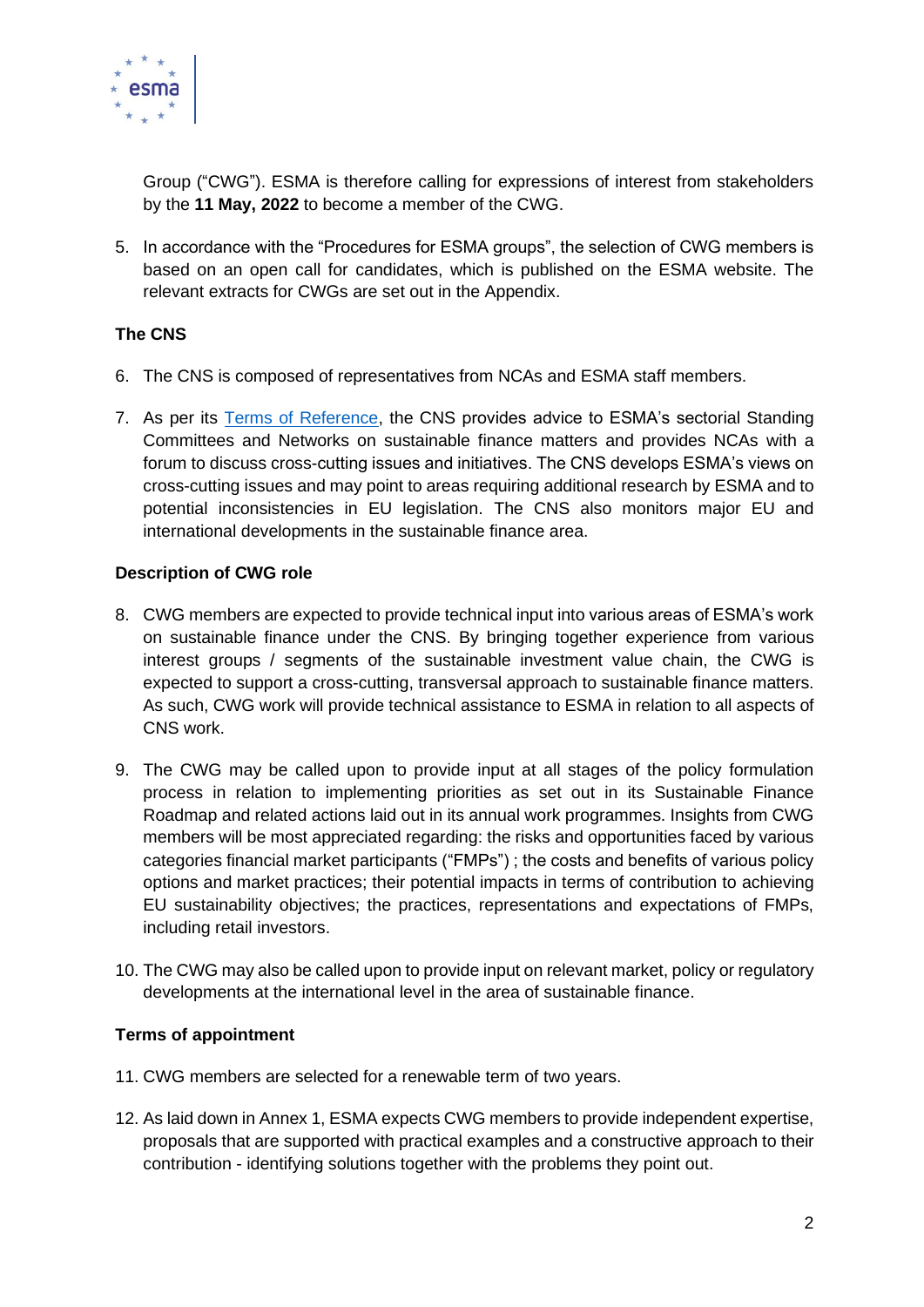Group ("CWG"). ESMA is therefore calling for expressions of interest from stakeholders by the **11 May, 2022** to become a member of the CWG.

5. In accordance with the "Procedures for ESMA groups", the selection of CWG members is based on an open call for candidates, which is published on the ESMA website. The relevant extracts for CWGs are set out in the Appendix.

**The CNS**

6. The CNS is composed of representatives from NCAs and ESMA staff members.

7. As per its Terms of Reference, the CNS provides advice to ESMA's sectorial Standing Committees and Networks on sustainable finance matters and provides NCAs with a forum to discuss cross-cutting issues and initiatives. The CNS develops ESMA's views on cross-cutting issues and may point to areas requiring additional research by ESMA and to potential inconsistencies in EU legislation. The CNS also monitors major EU and international developments in the sustainable finance area.

**Description of CWG role**

8. CWG members are expected to provide technical input into various areas of ESMA's work on sustainable finance under the CNS. By bringing together experience from various interest groups / segments of the sustainable investment value chain, the CWG is expected to support a cross-cutting, transversal approach to sustainable finance matters. As such, CWG work will provide technical assistance to ESMA in relation to all aspects of CNS work.

9. The CWG may be called upon to provide input at all stages of the policy formulation process in relation to implementing priorities as set out in its Sustainable Finance Roadmap and related actions laid out in its annual work programmes. Insights from CWG members will be most appreciated regarding: the risks and opportunities faced by various categories financial market participants ("FMPs") ; the costs and benefits of various policy options and market practices; their potential impacts in terms of contribution to achieving EU sustainability objectives; the practices, representations and expectations of FMPs, including retail investors.

10. The CWG may also be called upon to provide input on relevant market, policy or regulatory developments at the international level in the area of sustainable finance.

**Terms of appointment**

11. CWG members are selected for a renewable term of two years.

12. As laid down in Annex 1, ESMA expects CWG members to provide independent expertise, proposals that are supported with practical examples and a constructive approach to their contribution - identifying solutions together with the problems they point out.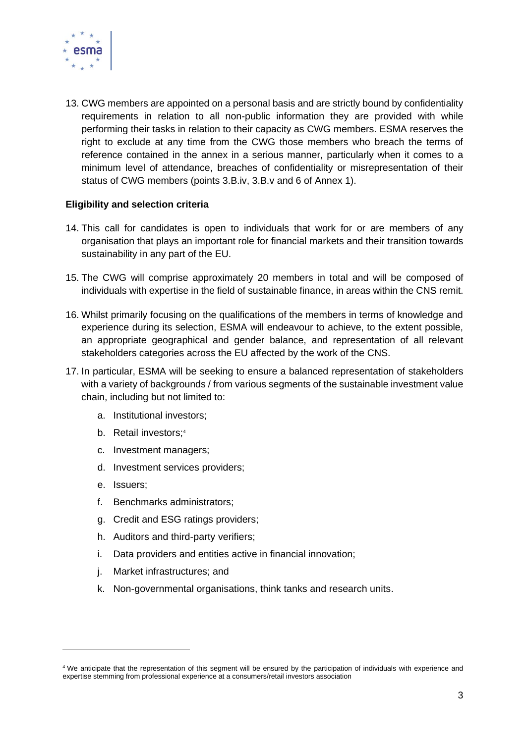13. CWG members are appointed on a personal basis and are strictly bound by confidentiality requirements in relation to all non-public information they are provided with while performing their tasks in relation to their capacity as CWG members. ESMA reserves the right to exclude at any time from the CWG those members who breach the terms of reference contained in the annex in a serious manner, particularly when it comes to a minimum level of attendance, breaches of confidentiality or misrepresentation of their status of CWG members (points 3.B.iv, 3.B.v and 6 of Annex 1).

**Eligibility and selection criteria**

14. This call for candidates is open to individuals that work for or are members of any organisation that plays an important role for financial markets and their transition towards sustainability in any part of the EU.

15. The CWG will comprise approximately 20 members in total and will be composed of individuals with expertise in the field of sustainable finance, in areas within the CNS remit.

16. Whilst primarily focusing on the qualifications of the members in terms of knowledge and experience during its selection, ESMA will endeavour to achieve, to the extent possible, an appropriate geographical and gender balance, and representation of all relevant stakeholders categories across the EU affected by the work of the CNS.

17. In particular, ESMA will be seeking to ensure a balanced representation of stakeholders with a variety of backgrounds / from various segments of the sustainable investment value chain, including but not limited to:

    a. Institutional investors;

    b. Retail investors;[4]

    c. Investment managers;

    d. Investment services providers;

    e. Issuers;

    f. Benchmarks administrators;

    g. Credit and ESG ratings providers;

    h. Auditors and third-party verifiers;

    i. Data providers and entities active in financial innovation;

    j. Market infrastructures; and

    k. Non-governmental organisations, think tanks and research units.

[4] We anticipate that the representation of this segment will be ensured by the participation of individuals with experience and expertise stemming from professional experience at a consumers/retail investors association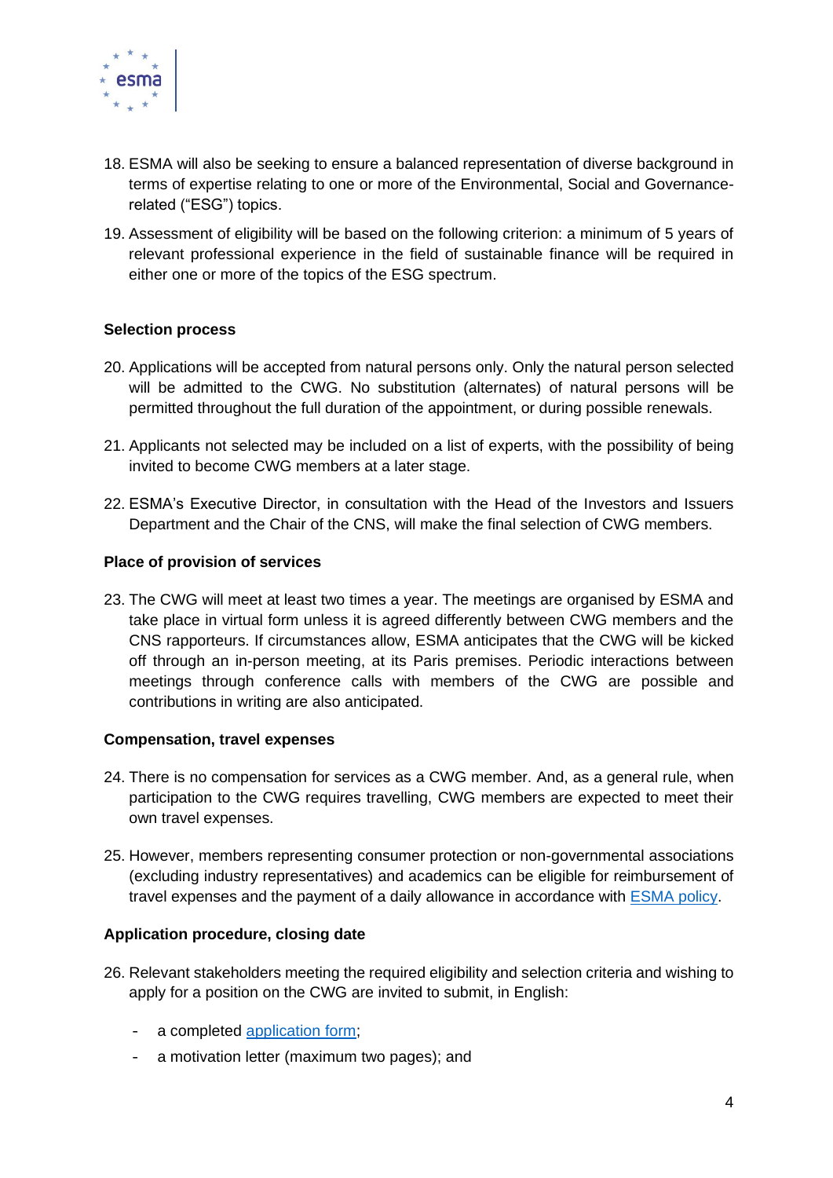18. ESMA will also be seeking to ensure a balanced representation of diverse background in terms of expertise relating to one or more of the Environmental, Social and Governance-related ("ESG") topics.

19. Assessment of eligibility will be based on the following criterion: a minimum of 5 years of relevant professional experience in the field of sustainable finance will be required in either one or more of the topics of the ESG spectrum.

**Selection process**

20. Applications will be accepted from natural persons only. Only the natural person selected will be admitted to the CWG. No substitution (alternates) of natural persons will be permitted throughout the full duration of the appointment, or during possible renewals.

21. Applicants not selected may be included on a list of experts, with the possibility of being invited to become CWG members at a later stage.

22. ESMA's Executive Director, in consultation with the Head of the Investors and Issuers Department and the Chair of the CNS, will make the final selection of CWG members.

**Place of provision of services**

23. The CWG will meet at least two times a year. The meetings are organised by ESMA and take place in virtual form unless it is agreed differently between CWG members and the CNS rapporteurs. If circumstances allow, ESMA anticipates that the CWG will be kicked off through an in-person meeting, at its Paris premises. Periodic interactions between meetings through conference calls with members of the CWG are possible and contributions in writing are also anticipated.

**Compensation, travel expenses**

24. There is no compensation for services as a CWG member. And, as a general rule, when participation to the CWG requires travelling, CWG members are expected to meet their own travel expenses.

25. However, members representing consumer protection or non-governmental associations (excluding industry representatives) and academics can be eligible for reimbursement of travel expenses and the payment of a daily allowance in accordance with [ESMA policy](ESMA policy).

**Application procedure, closing date**

26. Relevant stakeholders meeting the required eligibility and selection criteria and wishing to apply for a position on the CWG are invited to submit, in English:

    - a completed [application form](application form);
    - a motivation letter (maximum two pages); and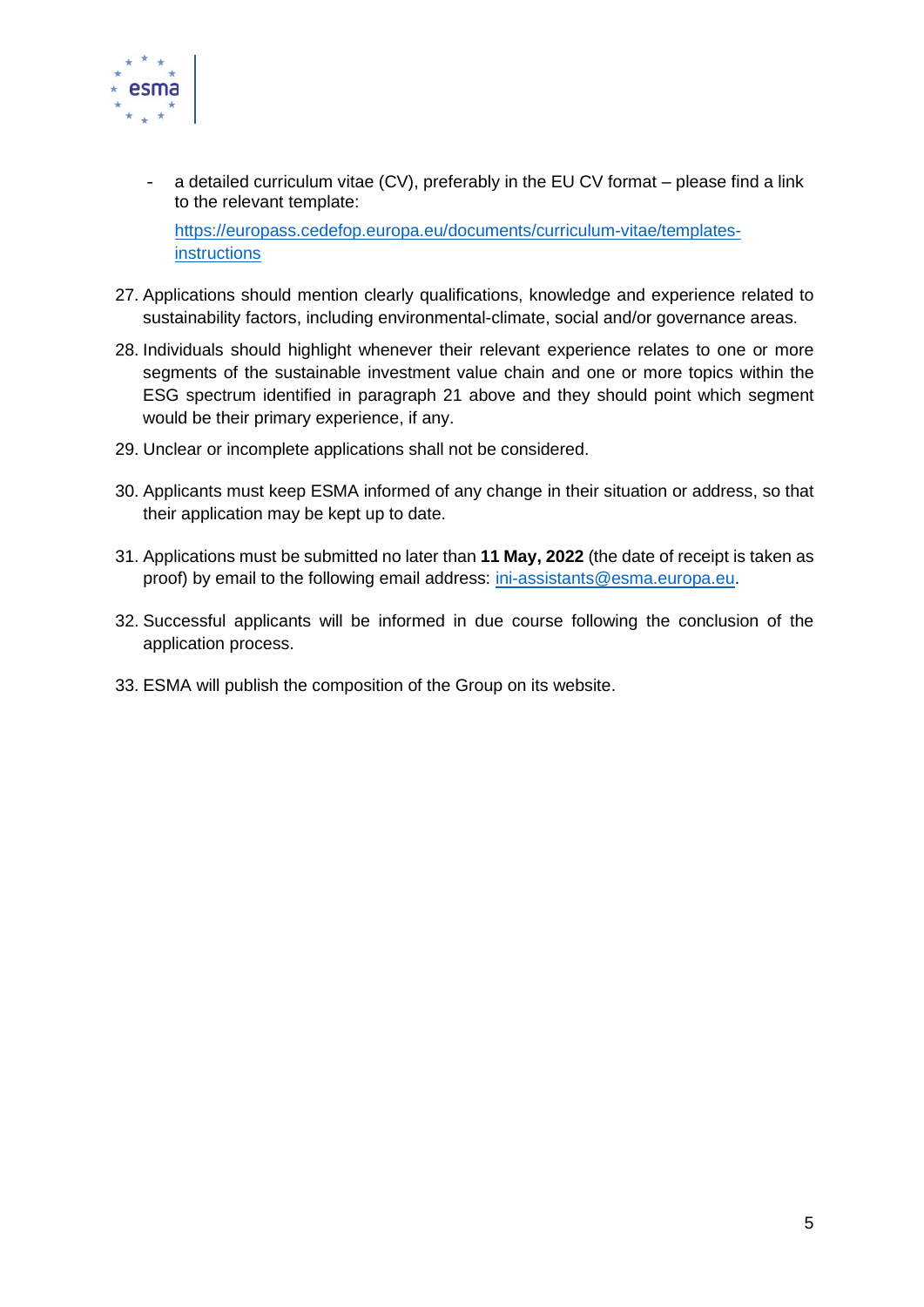- a detailed curriculum vitae (CV), preferably in the EU CV format – please find a link to the relevant template:

  https://europass.cedefop.europa.eu/documents/curriculum-vitae/templates-instructions

27. Applications should mention clearly qualifications, knowledge and experience related to sustainability factors, including environmental-climate, social and/or governance areas.

28. Individuals should highlight whenever their relevant experience relates to one or more segments of the sustainable investment value chain and one or more topics within the ESG spectrum identified in paragraph 21 above and they should point which segment would be their primary experience, if any.

29. Unclear or incomplete applications shall not be considered.

30. Applicants must keep ESMA informed of any change in their situation or address, so that their application may be kept up to date.

31. Applications must be submitted no later than **11 May, 2022** (the date of receipt is taken as proof) by email to the following email address: ini-assistants@esma.europa.eu.

32. Successful applicants will be informed in due course following the conclusion of the application process.

33. ESMA will publish the composition of the Group on its website.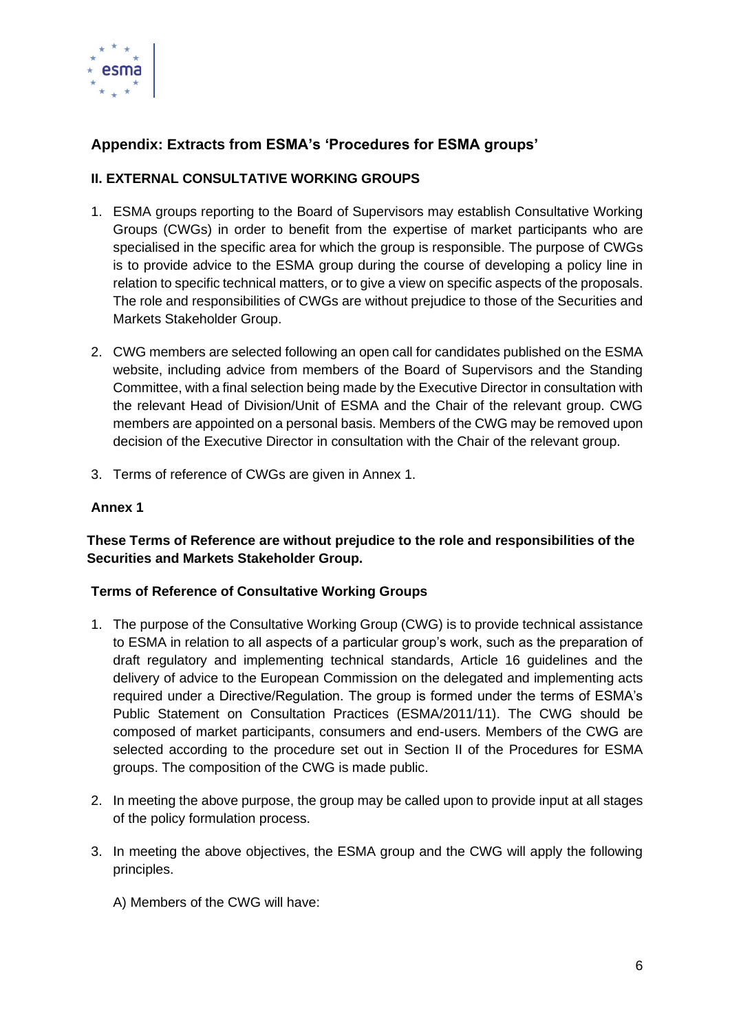## Appendix: Extracts from ESMA's 'Procedures for ESMA groups'

### II. EXTERNAL CONSULTATIVE WORKING GROUPS

1. ESMA groups reporting to the Board of Supervisors may establish Consultative Working Groups (CWGs) in order to benefit from the expertise of market participants who are specialised in the specific area for which the group is responsible. The purpose of CWGs is to provide advice to the ESMA group during the course of developing a policy line in relation to specific technical matters, or to give a view on specific aspects of the proposals. The role and responsibilities of CWGs are without prejudice to those of the Securities and Markets Stakeholder Group.

2. CWG members are selected following an open call for candidates published on the ESMA website, including advice from members of the Board of Supervisors and the Standing Committee, with a final selection being made by the Executive Director in consultation with the relevant Head of Division/Unit of ESMA and the Chair of the relevant group. CWG members are appointed on a personal basis. Members of the CWG may be removed upon decision of the Executive Director in consultation with the Chair of the relevant group.

3. Terms of reference of CWGs are given in Annex 1.

### Annex 1

**These Terms of Reference are without prejudice to the role and responsibilities of the Securities and Markets Stakeholder Group.**

**Terms of Reference of Consultative Working Groups**

1. The purpose of the Consultative Working Group (CWG) is to provide technical assistance to ESMA in relation to all aspects of a particular group's work, such as the preparation of draft regulatory and implementing technical standards, Article 16 guidelines and the delivery of advice to the European Commission on the delegated and implementing acts required under a Directive/Regulation. The group is formed under the terms of ESMA's Public Statement on Consultation Practices (ESMA/2011/11). The CWG should be composed of market participants, consumers and end-users. Members of the CWG are selected according to the procedure set out in Section II of the Procedures for ESMA groups. The composition of the CWG is made public.

2. In meeting the above purpose, the group may be called upon to provide input at all stages of the policy formulation process.

3. In meeting the above objectives, the ESMA group and the CWG will apply the following principles.

   A) Members of the CWG will have: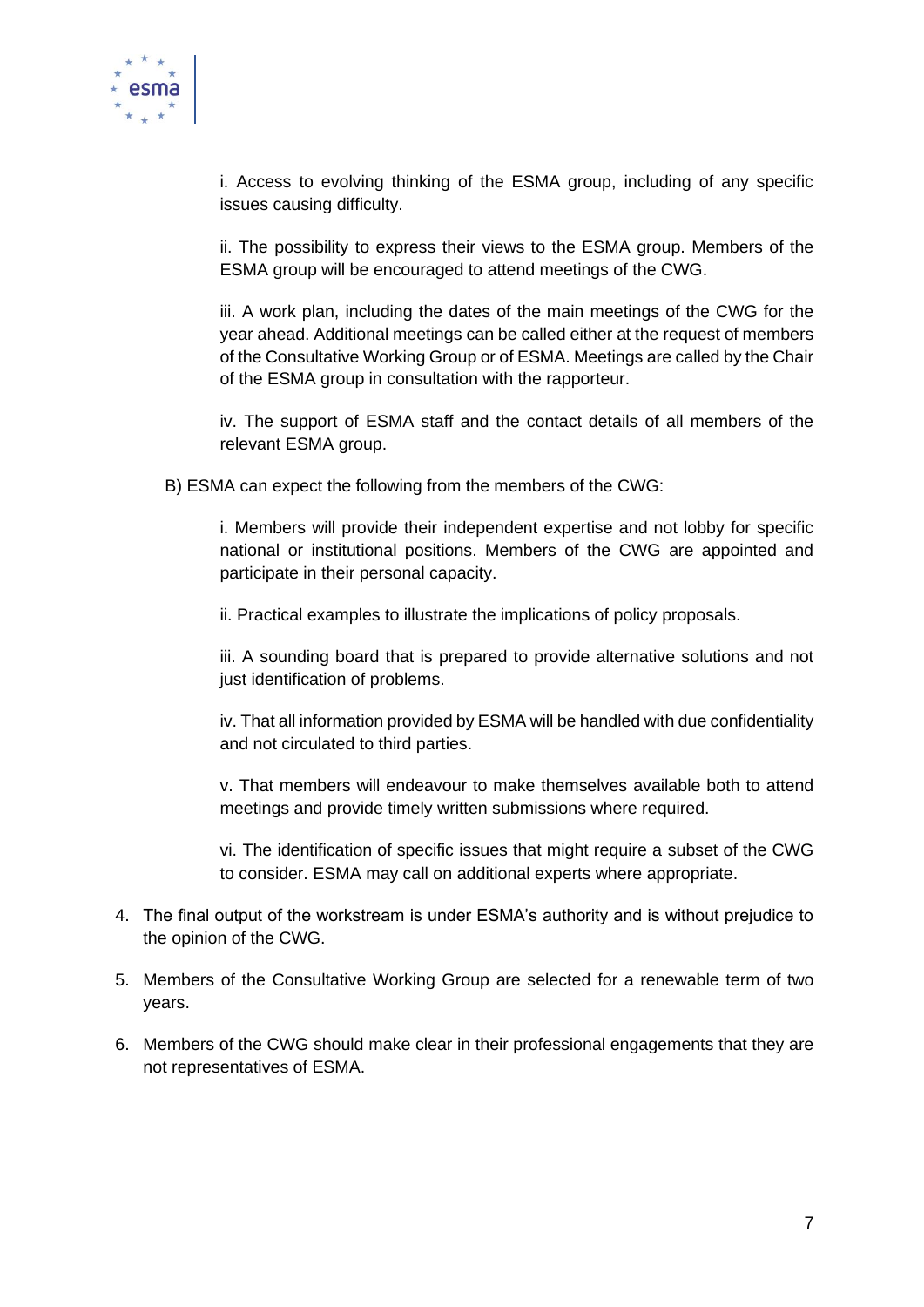i. Access to evolving thinking of the ESMA group, including of any specific issues causing difficulty.

ii. The possibility to express their views to the ESMA group. Members of the ESMA group will be encouraged to attend meetings of the CWG.

iii. A work plan, including the dates of the main meetings of the CWG for the year ahead. Additional meetings can be called either at the request of members of the Consultative Working Group or of ESMA. Meetings are called by the Chair of the ESMA group in consultation with the rapporteur.

iv. The support of ESMA staff and the contact details of all members of the relevant ESMA group.

B) ESMA can expect the following from the members of the CWG:

i. Members will provide their independent expertise and not lobby for specific national or institutional positions. Members of the CWG are appointed and participate in their personal capacity.

ii. Practical examples to illustrate the implications of policy proposals.

iii. A sounding board that is prepared to provide alternative solutions and not just identification of problems.

iv. That all information provided by ESMA will be handled with due confidentiality and not circulated to third parties.

v. That members will endeavour to make themselves available both to attend meetings and provide timely written submissions where required.

vi. The identification of specific issues that might require a subset of the CWG to consider. ESMA may call on additional experts where appropriate.

4. The final output of the workstream is under ESMA's authority and is without prejudice to the opinion of the CWG.

5. Members of the Consultative Working Group are selected for a renewable term of two years.

6. Members of the CWG should make clear in their professional engagements that they are not representatives of ESMA.